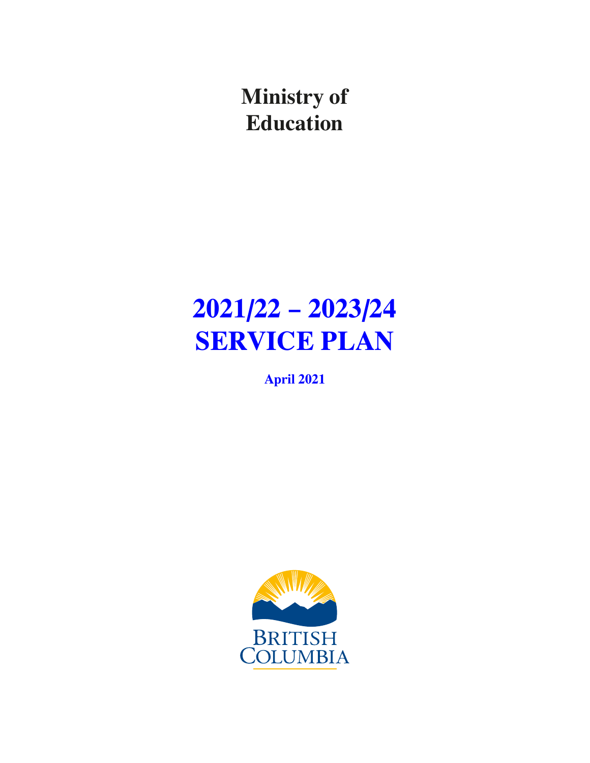# Ministry of Education

# 2021/22 – 2023/24 SERVICE PLAN

**April 2021**

BRITISH COLUMBIA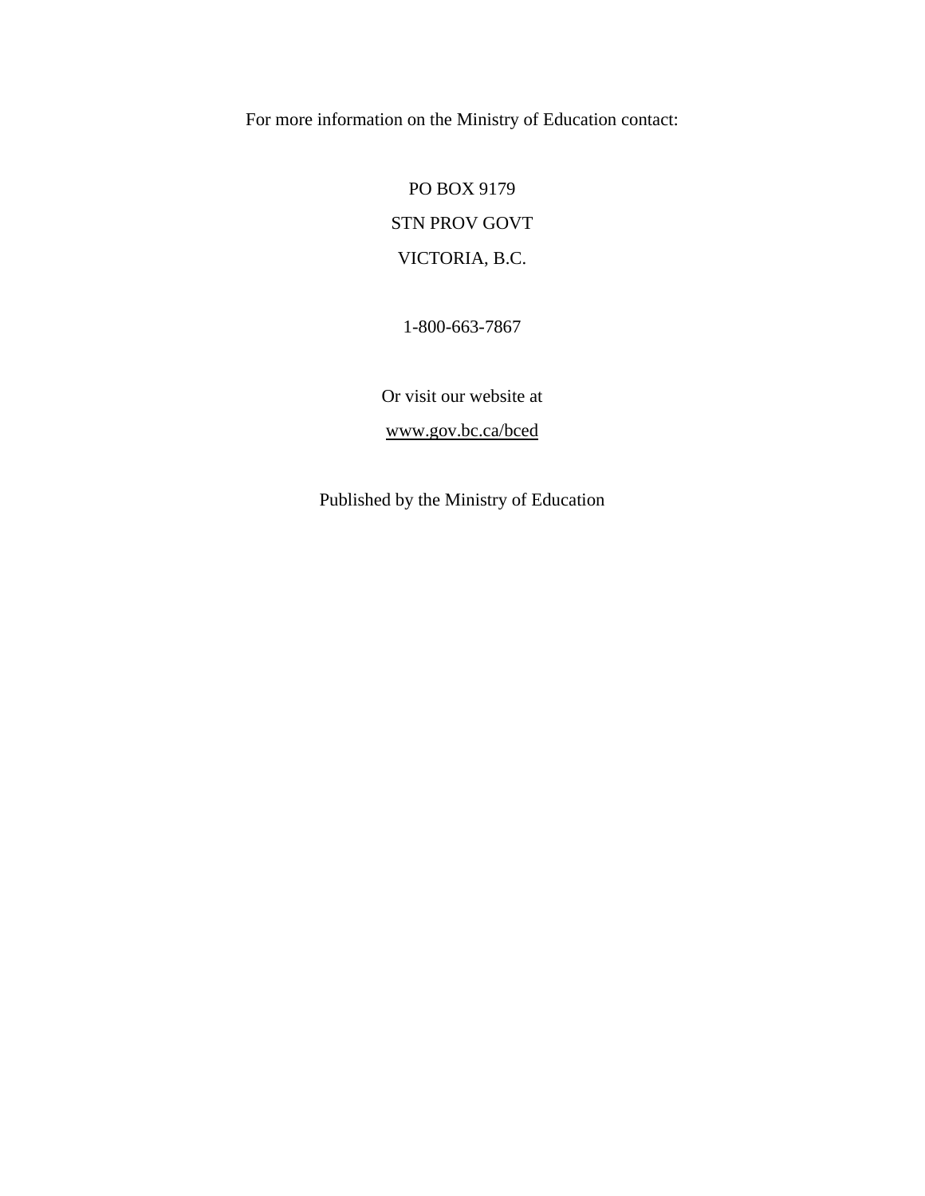For more information on the Ministry of Education contact:

PO BOX 9179

STN PROV GOVT

VICTORIA, B.C.

1-800-663-7867

Or visit our website at

www.gov.bc.ca/bced

Published by the Ministry of Education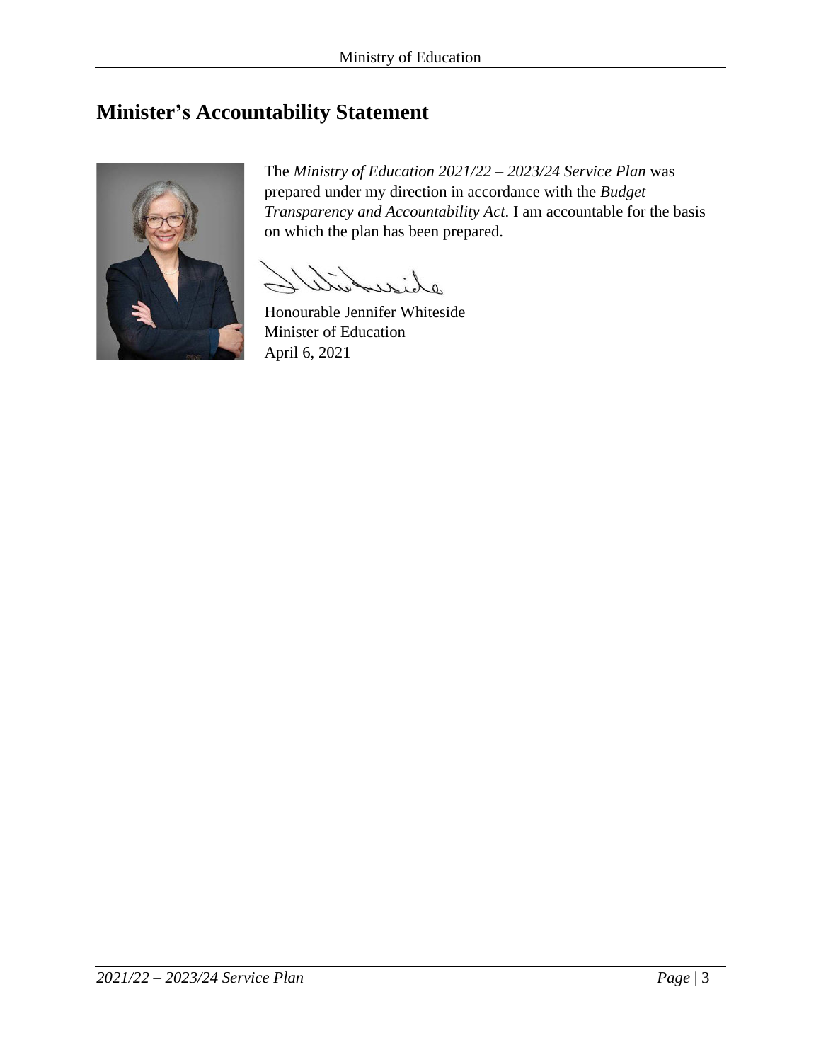# Minister's Accountability Statement

The *Ministry of Education 2021/22 – 2023/24 Service Plan* was prepared under my direction in accordance with the *Budget Transparency and Accountability Act*. I am accountable for the basis on which the plan has been prepared.

Honourable Jennifer Whiteside
Minister of Education
April 6, 2021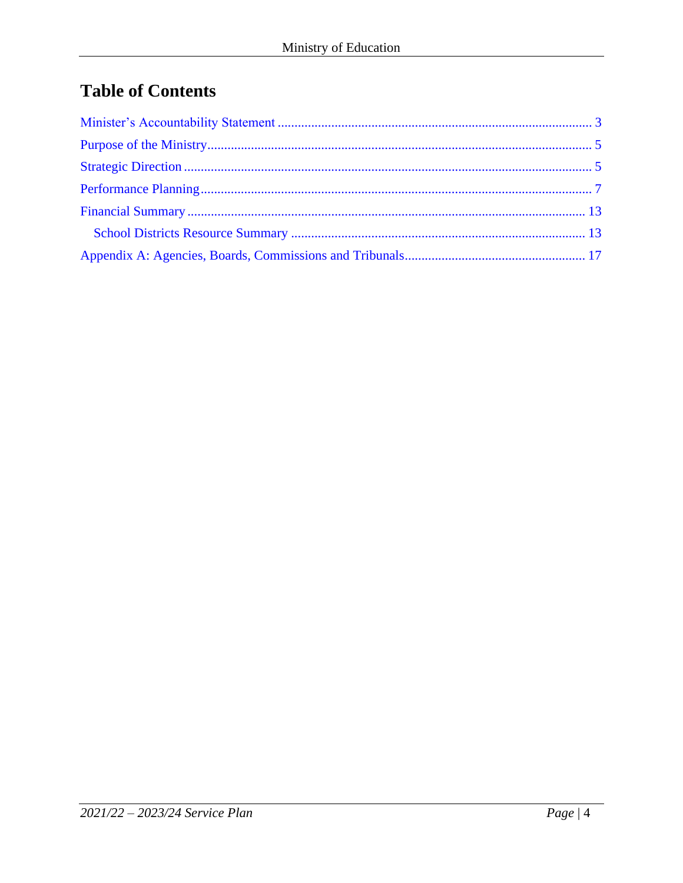# Table of Contents

Minister's Accountability Statement ............................................................................................. 3

Purpose of the Ministry.................................................................................................................. 5

Strategic Direction ......................................................................................................................... 5

Performance Planning.................................................................................................................... 7

Financial Summary ...................................................................................................................... 13

  School Districts Resource Summary ....................................................................................... 13

Appendix A: Agencies, Boards, Commissions and Tribunals..................................................... 17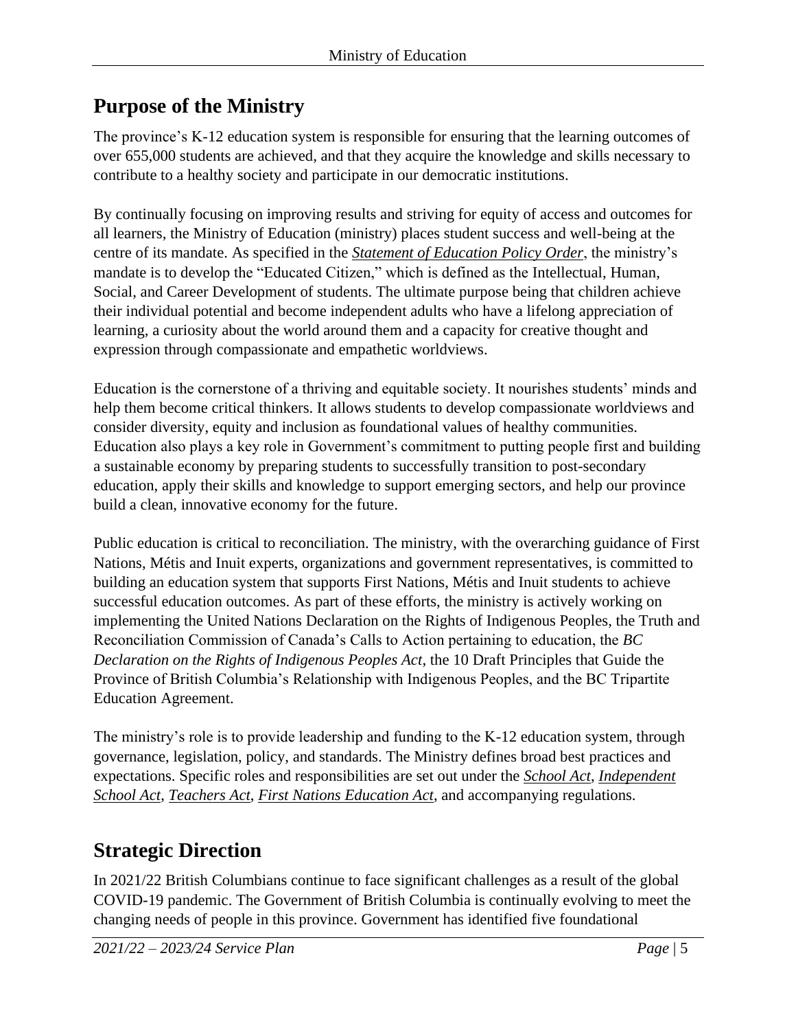## Purpose of the Ministry

The province's K-12 education system is responsible for ensuring that the learning outcomes of over 655,000 students are achieved, and that they acquire the knowledge and skills necessary to contribute to a healthy society and participate in our democratic institutions.

By continually focusing on improving results and striving for equity of access and outcomes for all learners, the Ministry of Education (ministry) places student success and well-being at the centre of its mandate. As specified in the ***Statement of Education Policy Order***, the ministry's mandate is to develop the "Educated Citizen," which is defined as the Intellectual, Human, Social, and Career Development of students. The ultimate purpose being that children achieve their individual potential and become independent adults who have a lifelong appreciation of learning, a curiosity about the world around them and a capacity for creative thought and expression through compassionate and empathetic worldviews.

Education is the cornerstone of a thriving and equitable society. It nourishes students' minds and help them become critical thinkers. It allows students to develop compassionate worldviews and consider diversity, equity and inclusion as foundational values of healthy communities. Education also plays a key role in Government's commitment to putting people first and building a sustainable economy by preparing students to successfully transition to post-secondary education, apply their skills and knowledge to support emerging sectors, and help our province build a clean, innovative economy for the future.

Public education is critical to reconciliation. The ministry, with the overarching guidance of First Nations, Métis and Inuit experts, organizations and government representatives, is committed to building an education system that supports First Nations, Métis and Inuit students to achieve successful education outcomes. As part of these efforts, the ministry is actively working on implementing the United Nations Declaration on the Rights of Indigenous Peoples, the Truth and Reconciliation Commission of Canada's Calls to Action pertaining to education, the *BC Declaration on the Rights of Indigenous Peoples Act*, the 10 Draft Principles that Guide the Province of British Columbia's Relationship with Indigenous Peoples, and the BC Tripartite Education Agreement.

The ministry's role is to provide leadership and funding to the K-12 education system, through governance, legislation, policy, and standards. The Ministry defines broad best practices and expectations. Specific roles and responsibilities are set out under the *School Act*, *Independent School Act*, *Teachers Act*, *First Nations Education Act*, and accompanying regulations.

## Strategic Direction

In 2021/22 British Columbians continue to face significant challenges as a result of the global COVID-19 pandemic. The Government of British Columbia is continually evolving to meet the changing needs of people in this province. Government has identified five foundational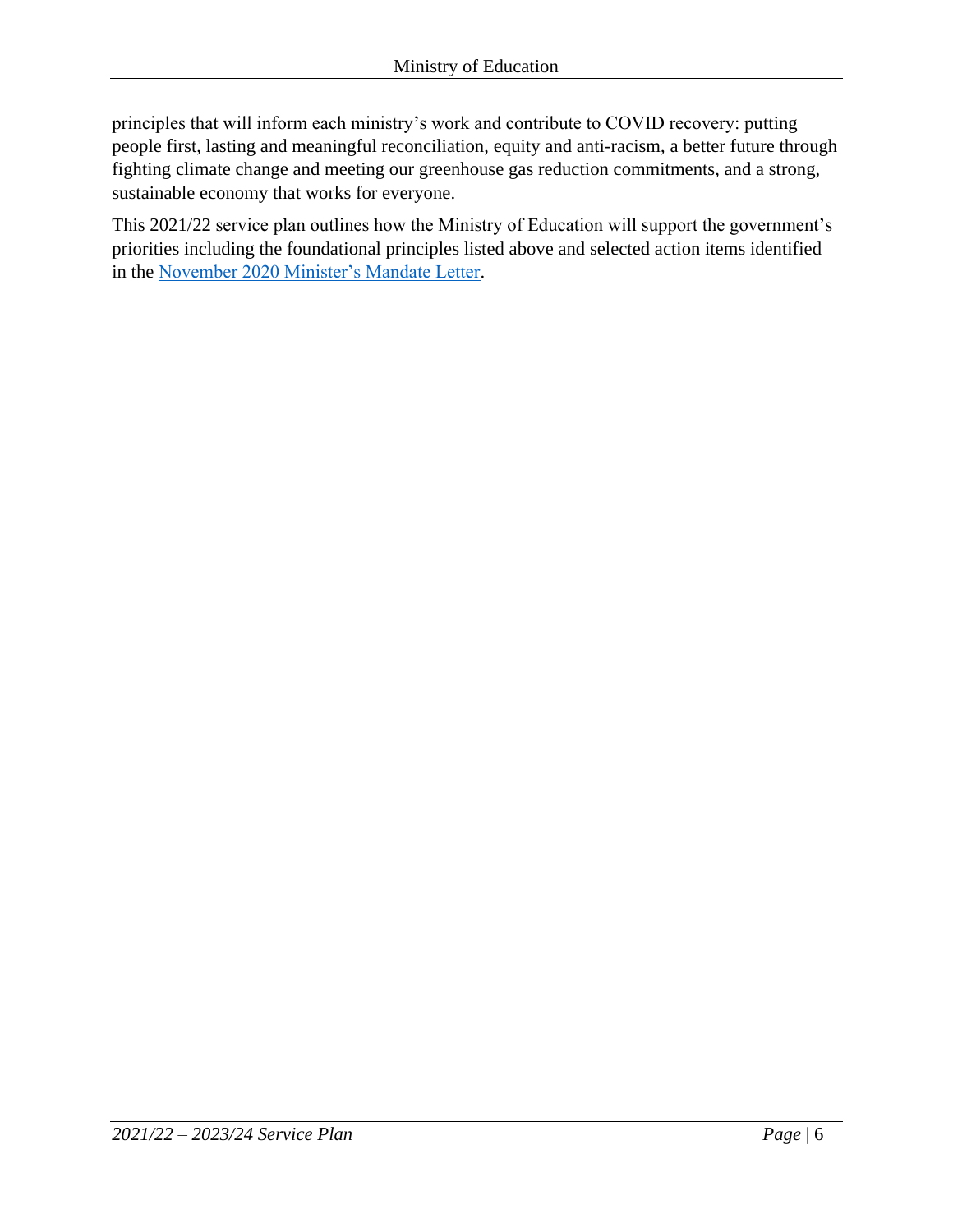principles that will inform each ministry's work and contribute to COVID recovery: putting people first, lasting and meaningful reconciliation, equity and anti-racism, a better future through fighting climate change and meeting our greenhouse gas reduction commitments, and a strong, sustainable economy that works for everyone.

This 2021/22 service plan outlines how the Ministry of Education will support the government's priorities including the foundational principles listed above and selected action items identified in the November 2020 Minister's Mandate Letter.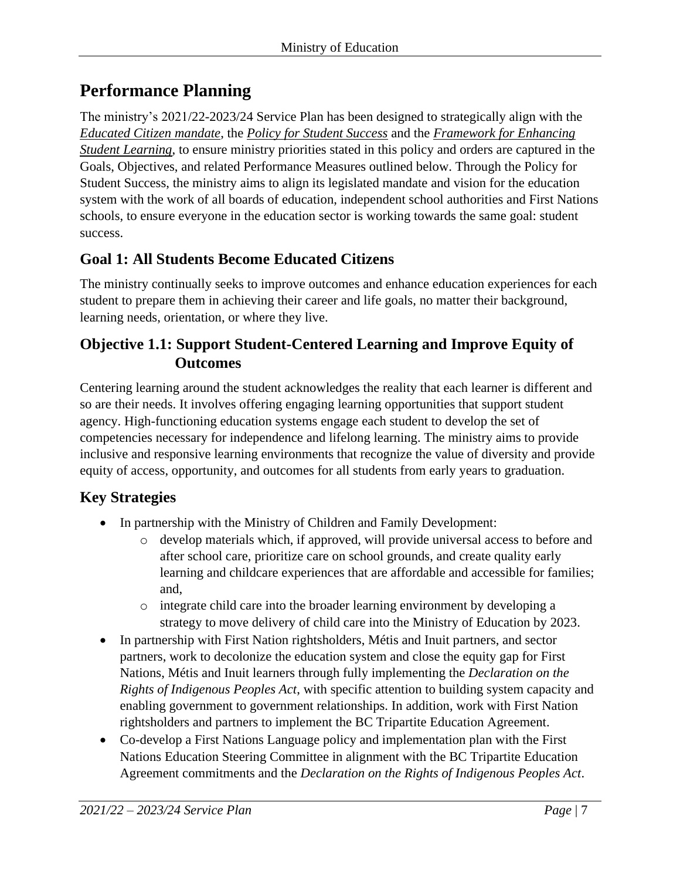# Performance Planning

The ministry's 2021/22-2023/24 Service Plan has been designed to strategically align with the *Educated Citizen mandate*, the *Policy for Student Success* and the *Framework for Enhancing Student Learning*, to ensure ministry priorities stated in this policy and orders are captured in the Goals, Objectives, and related Performance Measures outlined below. Through the Policy for Student Success, the ministry aims to align its legislated mandate and vision for the education system with the work of all boards of education, independent school authorities and First Nations schools, to ensure everyone in the education sector is working towards the same goal: student success.

## Goal 1: All Students Become Educated Citizens

The ministry continually seeks to improve outcomes and enhance education experiences for each student to prepare them in achieving their career and life goals, no matter their background, learning needs, orientation, or where they live.

### Objective 1.1: Support Student-Centered Learning and Improve Equity of Outcomes

Centering learning around the student acknowledges the reality that each learner is different and so are their needs. It involves offering engaging learning opportunities that support student agency. High-functioning education systems engage each student to develop the set of competencies necessary for independence and lifelong learning. The ministry aims to provide inclusive and responsive learning environments that recognize the value of diversity and provide equity of access, opportunity, and outcomes for all students from early years to graduation.

## Key Strategies

- In partnership with the Ministry of Children and Family Development:
  - develop materials which, if approved, will provide universal access to before and after school care, prioritize care on school grounds, and create quality early learning and childcare experiences that are affordable and accessible for families; and,
  - integrate child care into the broader learning environment by developing a strategy to move delivery of child care into the Ministry of Education by 2023.
- In partnership with First Nation rightsholders, Métis and Inuit partners, and sector partners, work to decolonize the education system and close the equity gap for First Nations, Métis and Inuit learners through fully implementing the *Declaration on the Rights of Indigenous Peoples Act*, with specific attention to building system capacity and enabling government to government relationships. In addition, work with First Nation rightsholders and partners to implement the BC Tripartite Education Agreement.
- Co-develop a First Nations Language policy and implementation plan with the First Nations Education Steering Committee in alignment with the BC Tripartite Education Agreement commitments and the *Declaration on the Rights of Indigenous Peoples Act*.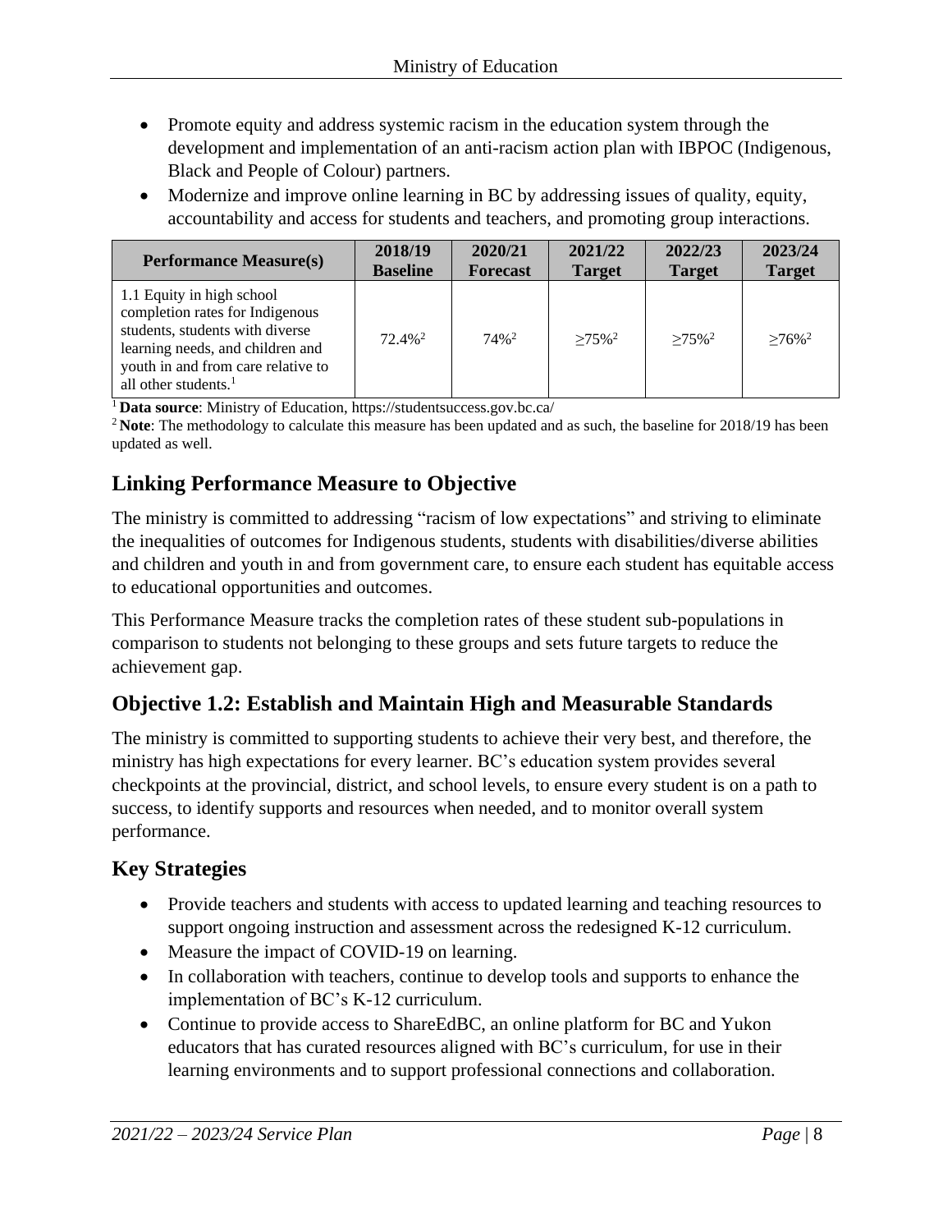- Promote equity and address systemic racism in the education system through the development and implementation of an anti-racism action plan with IBPOC (Indigenous, Black and People of Colour) partners.
- Modernize and improve online learning in BC by addressing issues of quality, equity, accountability and access for students and teachers, and promoting group interactions.

| Performance Measure(s) | 2018/19 Baseline | 2020/21 Forecast | 2021/22 Target | 2022/23 Target | 2023/24 Target |
|---|---|---|---|---|---|
| 1.1 Equity in high school completion rates for Indigenous students, students with diverse learning needs, and children and youth in and from care relative to all other students.[1] | 72.4%[2] | 74%[2] | ≥75%[2] | ≥75%[2] | ≥76%[2] |

[1] **Data source**: Ministry of Education, https://studentsuccess.gov.bc.ca/

[2] **Note**: The methodology to calculate this measure has been updated and as such, the baseline for 2018/19 has been updated as well.

## Linking Performance Measure to Objective

The ministry is committed to addressing "racism of low expectations" and striving to eliminate the inequalities of outcomes for Indigenous students, students with disabilities/diverse abilities and children and youth in and from government care, to ensure each student has equitable access to educational opportunities and outcomes.

This Performance Measure tracks the completion rates of these student sub-populations in comparison to students not belonging to these groups and sets future targets to reduce the achievement gap.

## Objective 1.2: Establish and Maintain High and Measurable Standards

The ministry is committed to supporting students to achieve their very best, and therefore, the ministry has high expectations for every learner. BC's education system provides several checkpoints at the provincial, district, and school levels, to ensure every student is on a path to success, to identify supports and resources when needed, and to monitor overall system performance.

## Key Strategies

- Provide teachers and students with access to updated learning and teaching resources to support ongoing instruction and assessment across the redesigned K-12 curriculum.
- Measure the impact of COVID-19 on learning.
- In collaboration with teachers, continue to develop tools and supports to enhance the implementation of BC's K-12 curriculum.
- Continue to provide access to ShareEdBC, an online platform for BC and Yukon educators that has curated resources aligned with BC's curriculum, for use in their learning environments and to support professional connections and collaboration.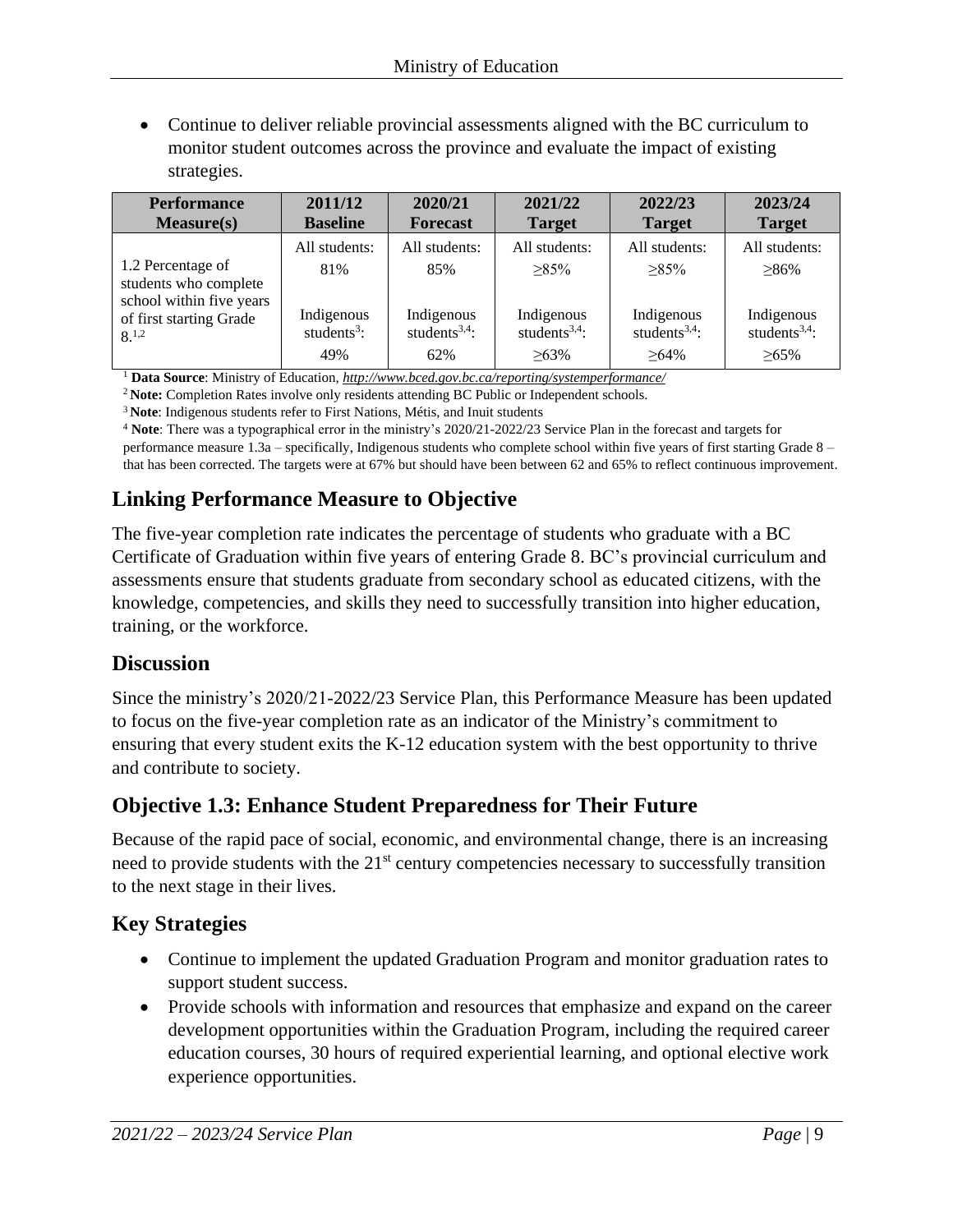- Continue to deliver reliable provincial assessments aligned with the BC curriculum to monitor student outcomes across the province and evaluate the impact of existing strategies.

| Performance Measure(s) | 2011/12 Baseline | 2020/21 Forecast | 2021/22 Target | 2022/23 Target | 2023/24 Target |
|---|---|---|---|---|---|
| 1.2 Percentage of students who complete school within five years of first starting Grade 8.[1,2] | All students: 81% | All students: 85% | All students: ≥85% | All students: ≥85% | All students: ≥86% |
| | Indigenous students[3]: 49% | Indigenous students[3,4]: 62% | Indigenous students[3,4]: ≥63% | Indigenous students[3,4]: ≥64% | Indigenous students[3,4]: ≥65% |

[1] **Data Source**: Ministry of Education, *http://www.bced.gov.bc.ca/reporting/systemperformance/*

[2] **Note:** Completion Rates involve only residents attending BC Public or Independent schools.

[3] **Note**: Indigenous students refer to First Nations, Métis, and Inuit students

[4] **Note**: There was a typographical error in the ministry's 2020/21-2022/23 Service Plan in the forecast and targets for performance measure 1.3a – specifically, Indigenous students who complete school within five years of first starting Grade 8 – that has been corrected. The targets were at 67% but should have been between 62 and 65% to reflect continuous improvement.

## Linking Performance Measure to Objective

The five-year completion rate indicates the percentage of students who graduate with a BC Certificate of Graduation within five years of entering Grade 8. BC's provincial curriculum and assessments ensure that students graduate from secondary school as educated citizens, with the knowledge, competencies, and skills they need to successfully transition into higher education, training, or the workforce.

## Discussion

Since the ministry's 2020/21-2022/23 Service Plan, this Performance Measure has been updated to focus on the five-year completion rate as an indicator of the Ministry's commitment to ensuring that every student exits the K-12 education system with the best opportunity to thrive and contribute to society.

## Objective 1.3: Enhance Student Preparedness for Their Future

Because of the rapid pace of social, economic, and environmental change, there is an increasing need to provide students with the 21st century competencies necessary to successfully transition to the next stage in their lives.

## Key Strategies

- Continue to implement the updated Graduation Program and monitor graduation rates to support student success.
- Provide schools with information and resources that emphasize and expand on the career development opportunities within the Graduation Program, including the required career education courses, 30 hours of required experiential learning, and optional elective work experience opportunities.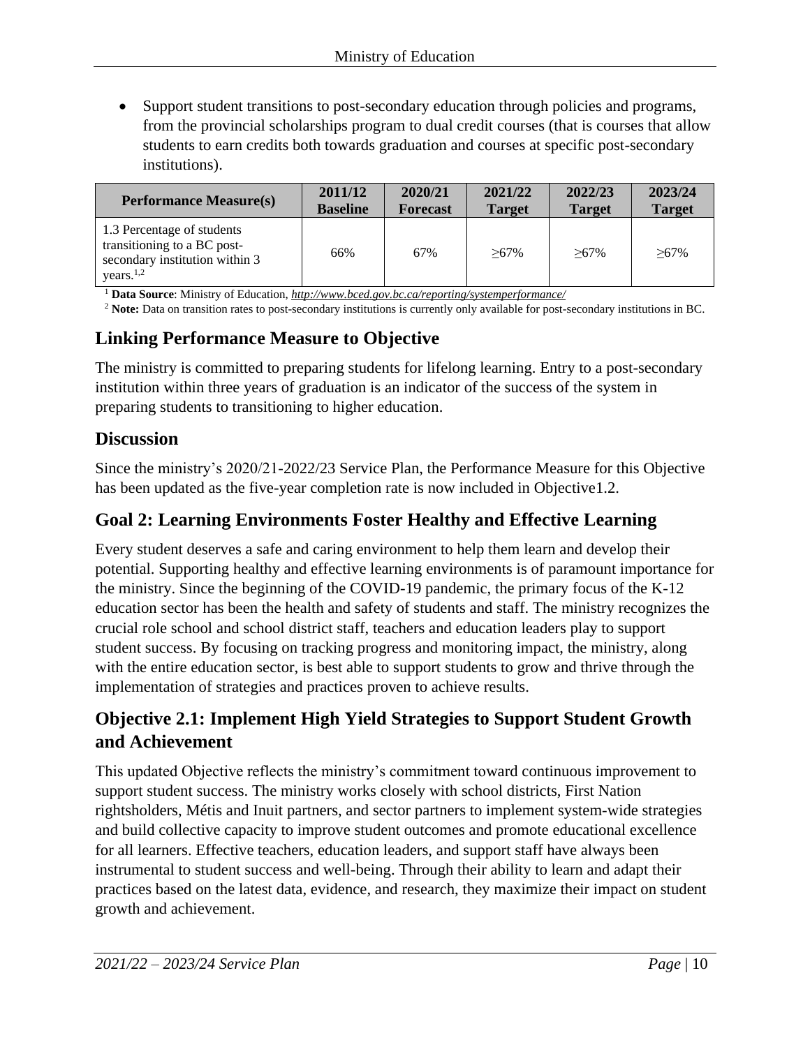- Support student transitions to post-secondary education through policies and programs, from the provincial scholarships program to dual credit courses (that is courses that allow students to earn credits both towards graduation and courses at specific post-secondary institutions).

| Performance Measure(s) | 2011/12 Baseline | 2020/21 Forecast | 2021/22 Target | 2022/23 Target | 2023/24 Target |
|---|---|---|---|---|---|
| 1.3 Percentage of students transitioning to a BC post-secondary institution within 3 years.[1,2] | 66% | 67% | ≥67% | ≥67% | ≥67% |

[1] **Data Source**: Ministry of Education, *http://www.bced.gov.bc.ca/reporting/systemperformance/*

[2] **Note:** Data on transition rates to post-secondary institutions is currently only available for post-secondary institutions in BC.

## Linking Performance Measure to Objective

The ministry is committed to preparing students for lifelong learning. Entry to a post-secondary institution within three years of graduation is an indicator of the success of the system in preparing students to transitioning to higher education.

## Discussion

Since the ministry's 2020/21-2022/23 Service Plan, the Performance Measure for this Objective has been updated as the five-year completion rate is now included in Objective1.2.

## Goal 2: Learning Environments Foster Healthy and Effective Learning

Every student deserves a safe and caring environment to help them learn and develop their potential. Supporting healthy and effective learning environments is of paramount importance for the ministry. Since the beginning of the COVID-19 pandemic, the primary focus of the K-12 education sector has been the health and safety of students and staff. The ministry recognizes the crucial role school and school district staff, teachers and education leaders play to support student success. By focusing on tracking progress and monitoring impact, the ministry, along with the entire education sector, is best able to support students to grow and thrive through the implementation of strategies and practices proven to achieve results.

## Objective 2.1: Implement High Yield Strategies to Support Student Growth and Achievement

This updated Objective reflects the ministry's commitment toward continuous improvement to support student success. The ministry works closely with school districts, First Nation rightsholders, Métis and Inuit partners, and sector partners to implement system-wide strategies and build collective capacity to improve student outcomes and promote educational excellence for all learners. Effective teachers, education leaders, and support staff have always been instrumental to student success and well-being. Through their ability to learn and adapt their practices based on the latest data, evidence, and research, they maximize their impact on student growth and achievement.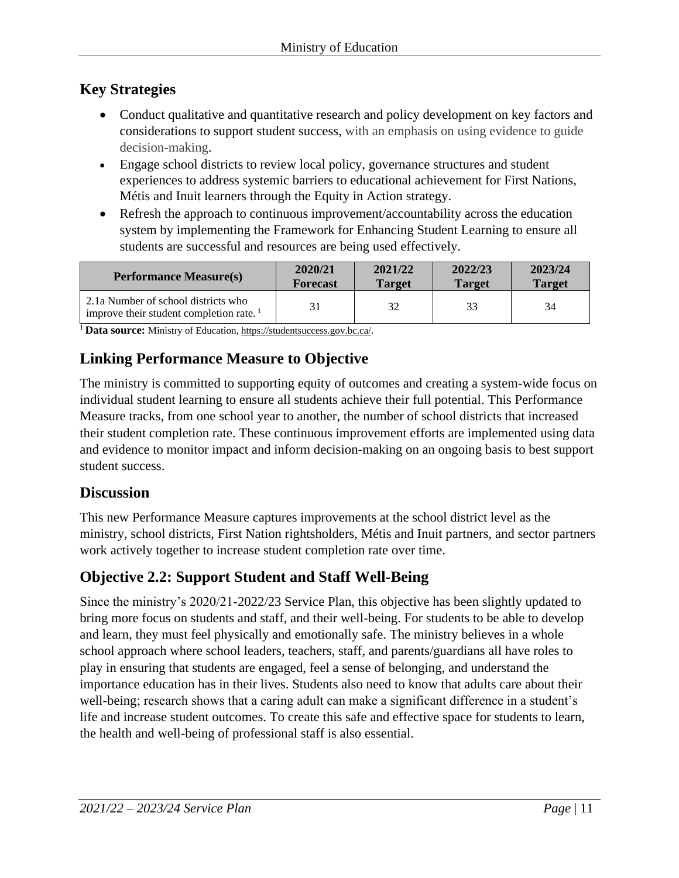## Key Strategies

- Conduct qualitative and quantitative research and policy development on key factors and considerations to support student success, with an emphasis on using evidence to guide decision-making.
- Engage school districts to review local policy, governance structures and student experiences to address systemic barriers to educational achievement for First Nations, Métis and Inuit learners through the Equity in Action strategy.
- Refresh the approach to continuous improvement/accountability across the education system by implementing the Framework for Enhancing Student Learning to ensure all students are successful and resources are being used effectively.

| Performance Measure(s) | 2020/21 Forecast | 2021/22 Target | 2022/23 Target | 2023/24 Target |
|---|---|---|---|---|
| 2.1a Number of school districts who improve their student completion rate. [1] | 31 | 32 | 33 | 34 |

[1] **Data source:** Ministry of Education, https://studentsuccess.gov.bc.ca/.

## Linking Performance Measure to Objective

The ministry is committed to supporting equity of outcomes and creating a system-wide focus on individual student learning to ensure all students achieve their full potential. This Performance Measure tracks, from one school year to another, the number of school districts that increased their student completion rate. These continuous improvement efforts are implemented using data and evidence to monitor impact and inform decision-making on an ongoing basis to best support student success.

## Discussion

This new Performance Measure captures improvements at the school district level as the ministry, school districts, First Nation rightsholders, Métis and Inuit partners, and sector partners work actively together to increase student completion rate over time.

## Objective 2.2: Support Student and Staff Well-Being

Since the ministry's 2020/21-2022/23 Service Plan, this objective has been slightly updated to bring more focus on students and staff, and their well-being. For students to be able to develop and learn, they must feel physically and emotionally safe. The ministry believes in a whole school approach where school leaders, teachers, staff, and parents/guardians all have roles to play in ensuring that students are engaged, feel a sense of belonging, and understand the importance education has in their lives. Students also need to know that adults care about their well-being; research shows that a caring adult can make a significant difference in a student's life and increase student outcomes. To create this safe and effective space for students to learn, the health and well-being of professional staff is also essential.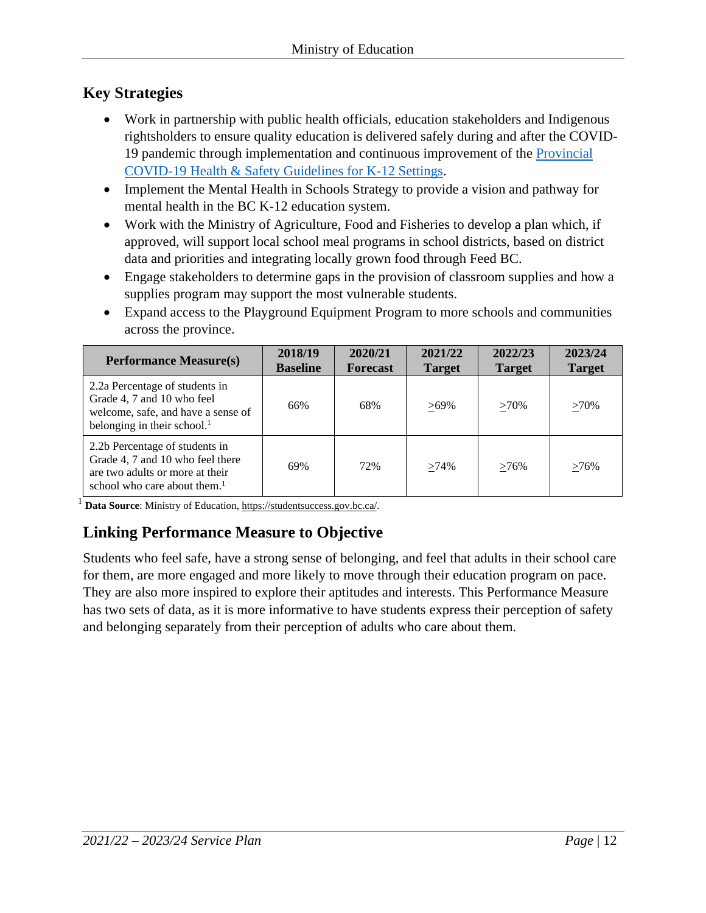## Key Strategies

- Work in partnership with public health officials, education stakeholders and Indigenous rightsholders to ensure quality education is delivered safely during and after the COVID-19 pandemic through implementation and continuous improvement of the Provincial COVID-19 Health & Safety Guidelines for K-12 Settings.
- Implement the Mental Health in Schools Strategy to provide a vision and pathway for mental health in the BC K-12 education system.
- Work with the Ministry of Agriculture, Food and Fisheries to develop a plan which, if approved, will support local school meal programs in school districts, based on district data and priorities and integrating locally grown food through Feed BC.
- Engage stakeholders to determine gaps in the provision of classroom supplies and how a supplies program may support the most vulnerable students.
- Expand access to the Playground Equipment Program to more schools and communities across the province.

| Performance Measure(s) | 2018/19 Baseline | 2020/21 Forecast | 2021/22 Target | 2022/23 Target | 2023/24 Target |
|---|---|---|---|---|---|
| 2.2a Percentage of students in Grade 4, 7 and 10 who feel welcome, safe, and have a sense of belonging in their school.[1] | 66% | 68% | ≥69% | ≥70% | ≥70% |
| 2.2b Percentage of students in Grade 4, 7 and 10 who feel there are two adults or more at their school who care about them.[1] | 69% | 72% | ≥74% | ≥76% | ≥76% |

[1] **Data Source**: Ministry of Education, https://studentsuccess.gov.bc.ca/.

## Linking Performance Measure to Objective

Students who feel safe, have a strong sense of belonging, and feel that adults in their school care for them, are more engaged and more likely to move through their education program on pace. They are also more inspired to explore their aptitudes and interests. This Performance Measure has two sets of data, as it is more informative to have students express their perception of safety and belonging separately from their perception of adults who care about them.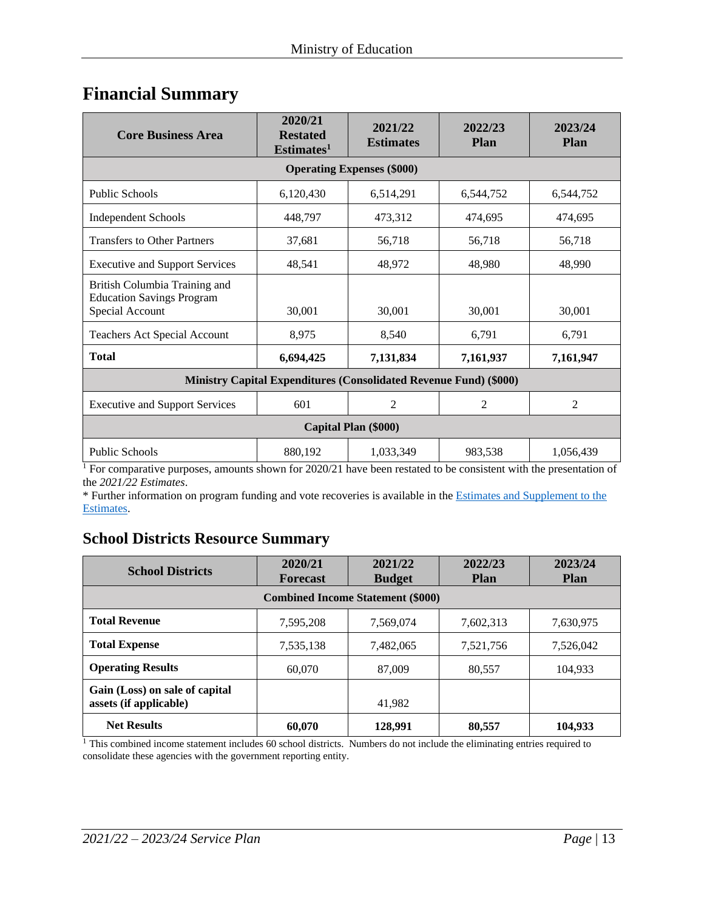## Financial Summary

| Core Business Area | 2020/21 Restated Estimates[1] | 2021/22 Estimates | 2022/23 Plan | 2023/24 Plan |
|---|---|---|---|---|
| **Operating Expenses ($000)** | | | | |
| Public Schools | 6,120,430 | 6,514,291 | 6,544,752 | 6,544,752 |
| Independent Schools | 448,797 | 473,312 | 474,695 | 474,695 |
| Transfers to Other Partners | 37,681 | 56,718 | 56,718 | 56,718 |
| Executive and Support Services | 48,541 | 48,972 | 48,980 | 48,990 |
| British Columbia Training and Education Savings Program Special Account | 30,001 | 30,001 | 30,001 | 30,001 |
| Teachers Act Special Account | 8,975 | 8,540 | 6,791 | 6,791 |
| **Total** | **6,694,425** | **7,131,834** | **7,161,937** | **7,161,947** |
| **Ministry Capital Expenditures (Consolidated Revenue Fund) ($000)** | | | | |
| Executive and Support Services | 601 | 2 | 2 | 2 |
| **Capital Plan ($000)** | | | | |
| Public Schools | 880,192 | 1,033,349 | 983,538 | 1,056,439 |

[1] For comparative purposes, amounts shown for 2020/21 have been restated to be consistent with the presentation of the *2021/22 Estimates*.

* Further information on program funding and vote recoveries is available in the Estimates and Supplement to the Estimates.

## School Districts Resource Summary

| School Districts | 2020/21 Forecast | 2021/22 Budget | 2022/23 Plan | 2023/24 Plan |
|---|---|---|---|---|
| **Combined Income Statement ($000)** | | | | |
| **Total Revenue** | 7,595,208 | 7,569,074 | 7,602,313 | 7,630,975 |
| **Total Expense** | 7,535,138 | 7,482,065 | 7,521,756 | 7,526,042 |
| **Operating Results** | 60,070 | 87,009 | 80,557 | 104,933 |
| **Gain (Loss) on sale of capital assets (if applicable)** | | 41,982 | | |
| **Net Results** | **60,070** | **128,991** | **80,557** | **104,933** |

[1] This combined income statement includes 60 school districts. Numbers do not include the eliminating entries required to consolidate these agencies with the government reporting entity.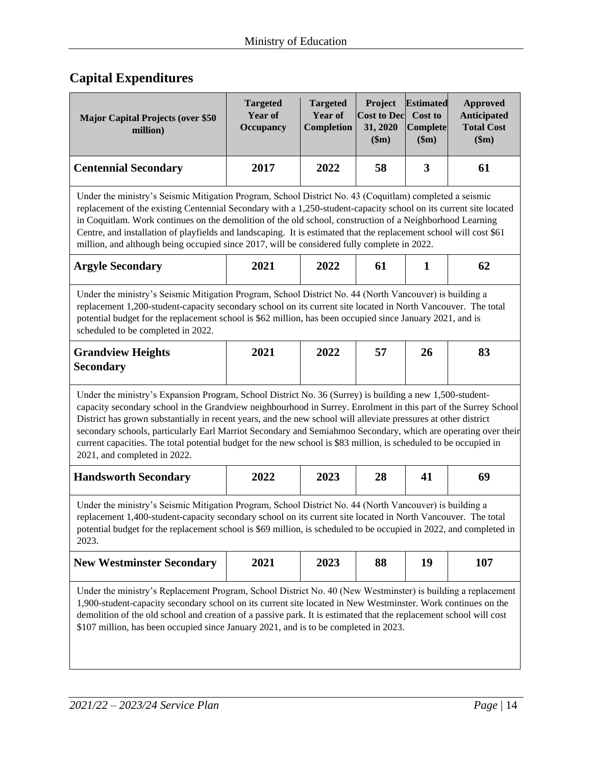## Capital Expenditures

| Major Capital Projects (over $50 million) | Targeted Year of Occupancy | Targeted Year of Completion | Project Cost to Dec 31, 2020 ($m) | Estimated Cost to Complete ($m) | Approved Anticipated Total Cost ($m) |
|---|---|---|---|---|---|
| **Centennial Secondary** | **2017** | **2022** | **58** | **3** | **61** |
| Under the ministry's Seismic Mitigation Program, School District No. 43 (Coquitlam) completed a seismic replacement of the existing Centennial Secondary with a 1,250-student-capacity school on its current site located in Coquitlam. Work continues on the demolition of the old school, construction of a Neighborhood Learning Centre, and installation of playfields and landscaping. It is estimated that the replacement school will cost $61 million, and although being occupied since 2017, will be considered fully complete in 2022. | | | | | |
| **Argyle Secondary** | **2021** | **2022** | **61** | **1** | **62** |
| Under the ministry's Seismic Mitigation Program, School District No. 44 (North Vancouver) is building a replacement 1,200-student-capacity secondary school on its current site located in North Vancouver. The total potential budget for the replacement school is $62 million, has been occupied since January 2021, and is scheduled to be completed in 2022. | | | | | |
| **Grandview Heights Secondary** | **2021** | **2022** | **57** | **26** | **83** |
| Under the ministry's Expansion Program, School District No. 36 (Surrey) is building a new 1,500-student-capacity secondary school in the Grandview neighbourhood in Surrey. Enrolment in this part of the Surrey School District has grown substantially in recent years, and the new school will alleviate pressures at other district secondary schools, particularly Earl Marriot Secondary and Semiahmoo Secondary, which are operating over their current capacities. The total potential budget for the new school is $83 million, is scheduled to be occupied in 2021, and completed in 2022. | | | | | |
| **Handsworth Secondary** | **2022** | **2023** | **28** | **41** | **69** |
| Under the ministry's Seismic Mitigation Program, School District No. 44 (North Vancouver) is building a replacement 1,400-student-capacity secondary school on its current site located in North Vancouver. The total potential budget for the replacement school is $69 million, is scheduled to be occupied in 2022, and completed in 2023. | | | | | |
| **New Westminster Secondary** | **2021** | **2023** | **88** | **19** | **107** |
| Under the ministry's Replacement Program, School District No. 40 (New Westminster) is building a replacement 1,900-student-capacity secondary school on its current site located in New Westminster. Work continues on the demolition of the old school and creation of a passive park. It is estimated that the replacement school will cost $107 million, has been occupied since January 2021, and is to be completed in 2023. | | | | | |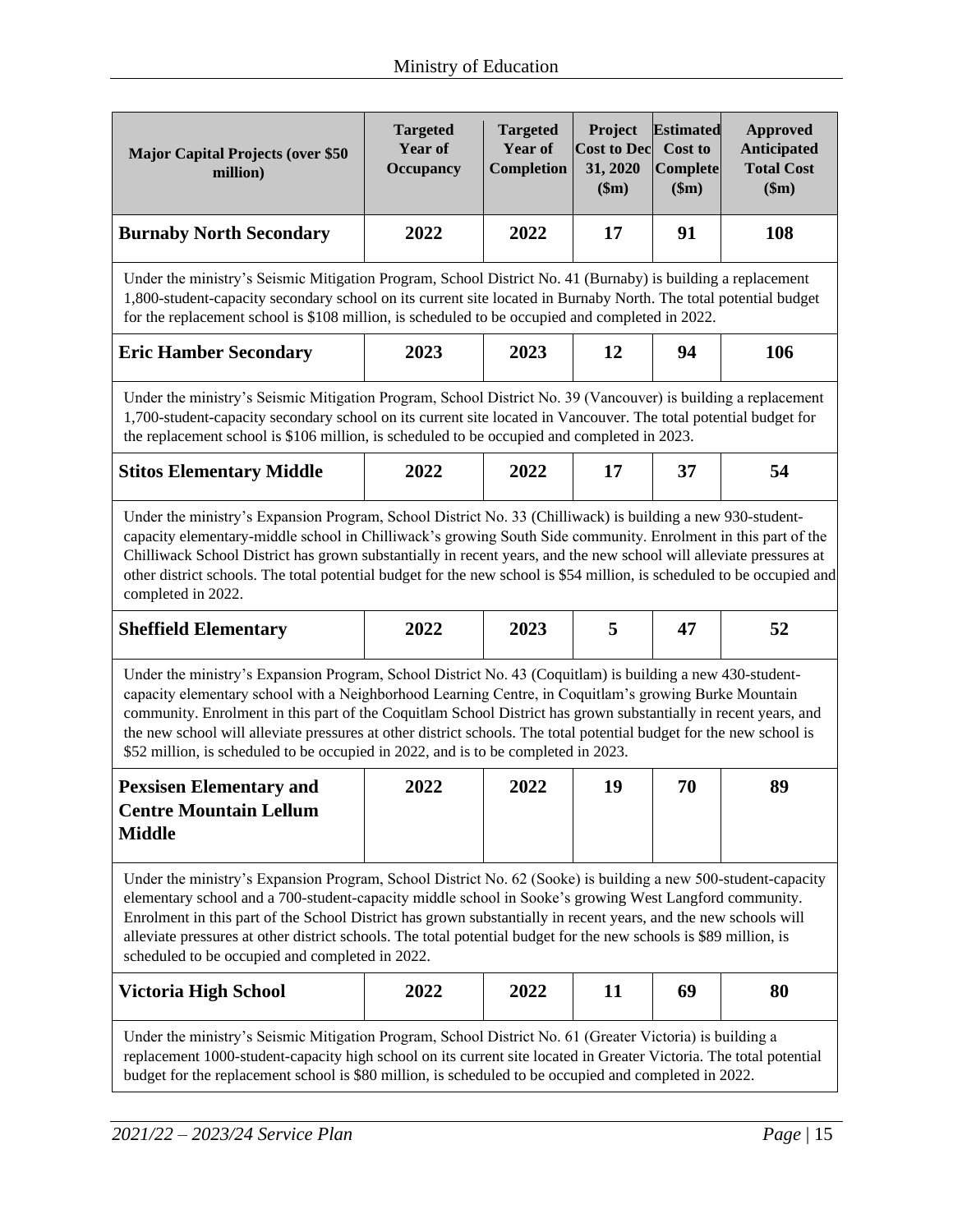| Major Capital Projects (over $50 million) | Targeted Year of Occupancy | Targeted Year of Completion | Project Cost to Dec 31, 2020 ($m) | Estimated Cost to Complete ($m) | Approved Anticipated Total Cost ($m) |
|---|---|---|---|---|---|
| **Burnaby North Secondary** | **2022** | **2022** | **17** | **91** | **108** |
| Under the ministry's Seismic Mitigation Program, School District No. 41 (Burnaby) is building a replacement 1,800-student-capacity secondary school on its current site located in Burnaby North. The total potential budget for the replacement school is $108 million, is scheduled to be occupied and completed in 2022. | | | | | |
| **Eric Hamber Secondary** | **2023** | **2023** | **12** | **94** | **106** |
| Under the ministry's Seismic Mitigation Program, School District No. 39 (Vancouver) is building a replacement 1,700-student-capacity secondary school on its current site located in Vancouver. The total potential budget for the replacement school is $106 million, is scheduled to be occupied and completed in 2023. | | | | | |
| **Stitos Elementary Middle** | **2022** | **2022** | **17** | **37** | **54** |
| Under the ministry's Expansion Program, School District No. 33 (Chilliwack) is building a new 930-student-capacity elementary-middle school in Chilliwack's growing South Side community. Enrolment in this part of the Chilliwack School District has grown substantially in recent years, and the new school will alleviate pressures at other district schools. The total potential budget for the new school is $54 million, is scheduled to be occupied and completed in 2022. | | | | | |
| **Sheffield Elementary** | **2022** | **2023** | **5** | **47** | **52** |
| Under the ministry's Expansion Program, School District No. 43 (Coquitlam) is building a new 430-student-capacity elementary school with a Neighborhood Learning Centre, in Coquitlam's growing Burke Mountain community. Enrolment in this part of the Coquitlam School District has grown substantially in recent years, and the new school will alleviate pressures at other district schools. The total potential budget for the new school is $52 million, is scheduled to be occupied in 2022, and is to be completed in 2023. | | | | | |
| **Pexsisen Elementary and Centre Mountain Lellum Middle** | **2022** | **2022** | **19** | **70** | **89** |
| Under the ministry's Expansion Program, School District No. 62 (Sooke) is building a new 500-student-capacity elementary school and a 700-student-capacity middle school in Sooke's growing West Langford community. Enrolment in this part of the School District has grown substantially in recent years, and the new schools will alleviate pressures at other district schools. The total potential budget for the new schools is $89 million, is scheduled to be occupied and completed in 2022. | | | | | |
| **Victoria High School** | **2022** | **2022** | **11** | **69** | **80** |
| Under the ministry's Seismic Mitigation Program, School District No. 61 (Greater Victoria) is building a replacement 1000-student-capacity high school on its current site located in Greater Victoria. The total potential budget for the replacement school is $80 million, is scheduled to be occupied and completed in 2022. | | | | | |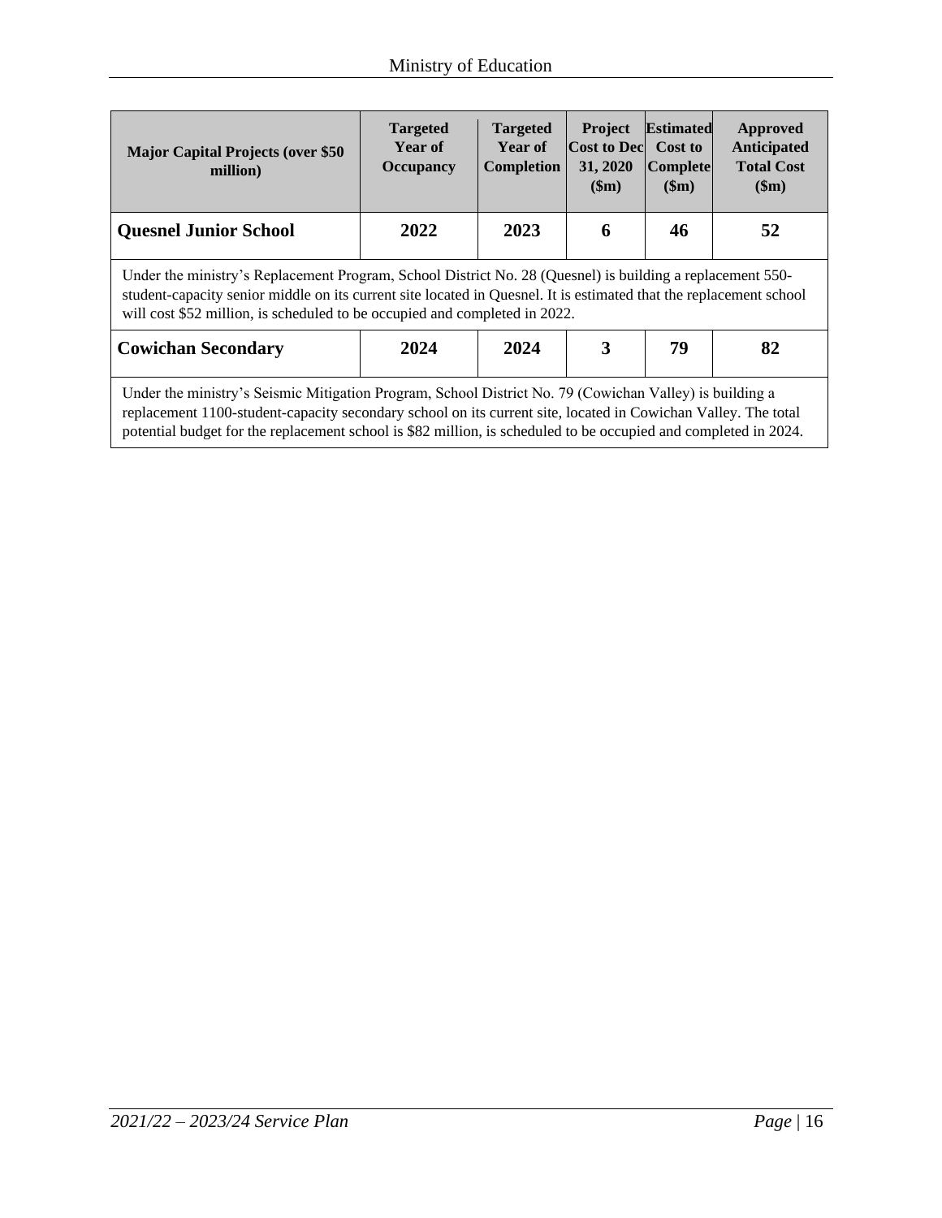| Major Capital Projects (over $50 million) | Targeted Year of Occupancy | Targeted Year of Completion | Project Cost to Dec 31, 2020 ($m) | Estimated Cost to Complete ($m) | Approved Anticipated Total Cost ($m) |
|---|---|---|---|---|---|
| **Quesnel Junior School** | **2022** | **2023** | **6** | **46** | **52** |
| Under the ministry's Replacement Program, School District No. 28 (Quesnel) is building a replacement 550-student-capacity senior middle on its current site located in Quesnel. It is estimated that the replacement school will cost $52 million, is scheduled to be occupied and completed in 2022. | | | | | |
| **Cowichan Secondary** | **2024** | **2024** | **3** | **79** | **82** |
| Under the ministry's Seismic Mitigation Program, School District No. 79 (Cowichan Valley) is building a replacement 1100-student-capacity secondary school on its current site, located in Cowichan Valley. The total potential budget for the replacement school is $82 million, is scheduled to be occupied and completed in 2024. | | | | | |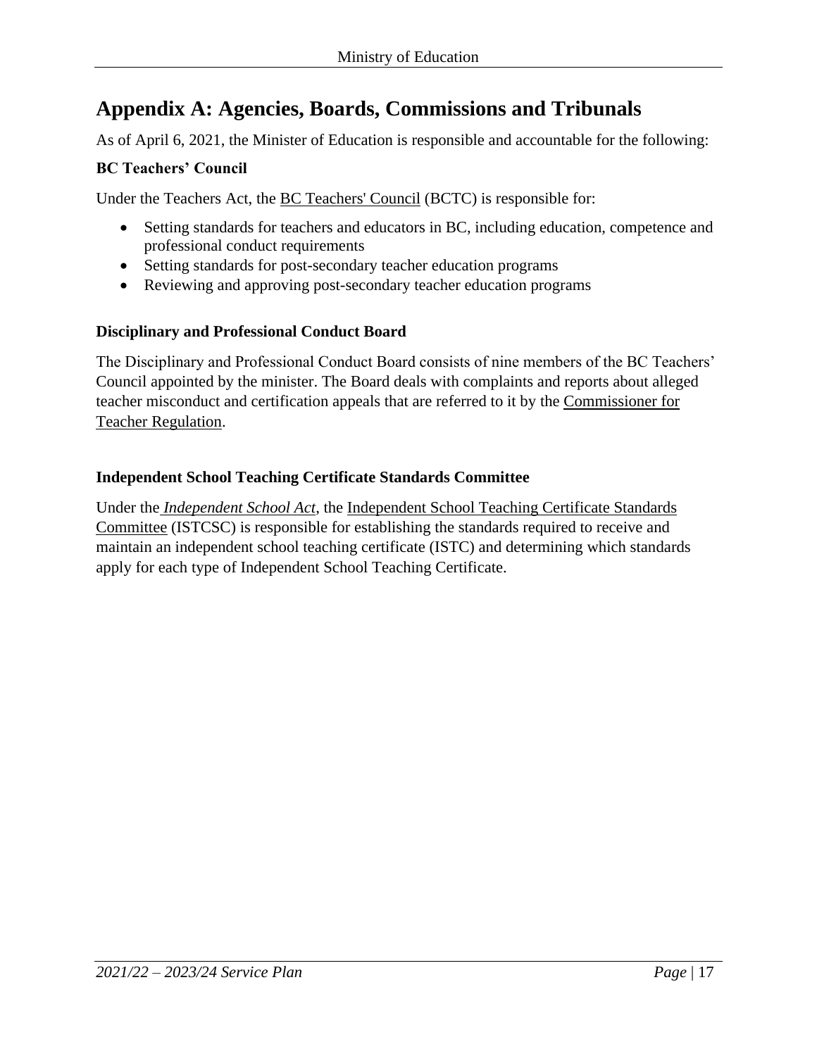# Appendix A: Agencies, Boards, Commissions and Tribunals

As of April 6, 2021, the Minister of Education is responsible and accountable for the following:

### BC Teachers' Council

Under the Teachers Act, the BC Teachers' Council (BCTC) is responsible for:

- Setting standards for teachers and educators in BC, including education, competence and professional conduct requirements
- Setting standards for post-secondary teacher education programs
- Reviewing and approving post-secondary teacher education programs

### Disciplinary and Professional Conduct Board

The Disciplinary and Professional Conduct Board consists of nine members of the BC Teachers' Council appointed by the minister. The Board deals with complaints and reports about alleged teacher misconduct and certification appeals that are referred to it by the Commissioner for Teacher Regulation.

### Independent School Teaching Certificate Standards Committee

Under the *Independent School Act*, the Independent School Teaching Certificate Standards Committee (ISTCSC) is responsible for establishing the standards required to receive and maintain an independent school teaching certificate (ISTC) and determining which standards apply for each type of Independent School Teaching Certificate.